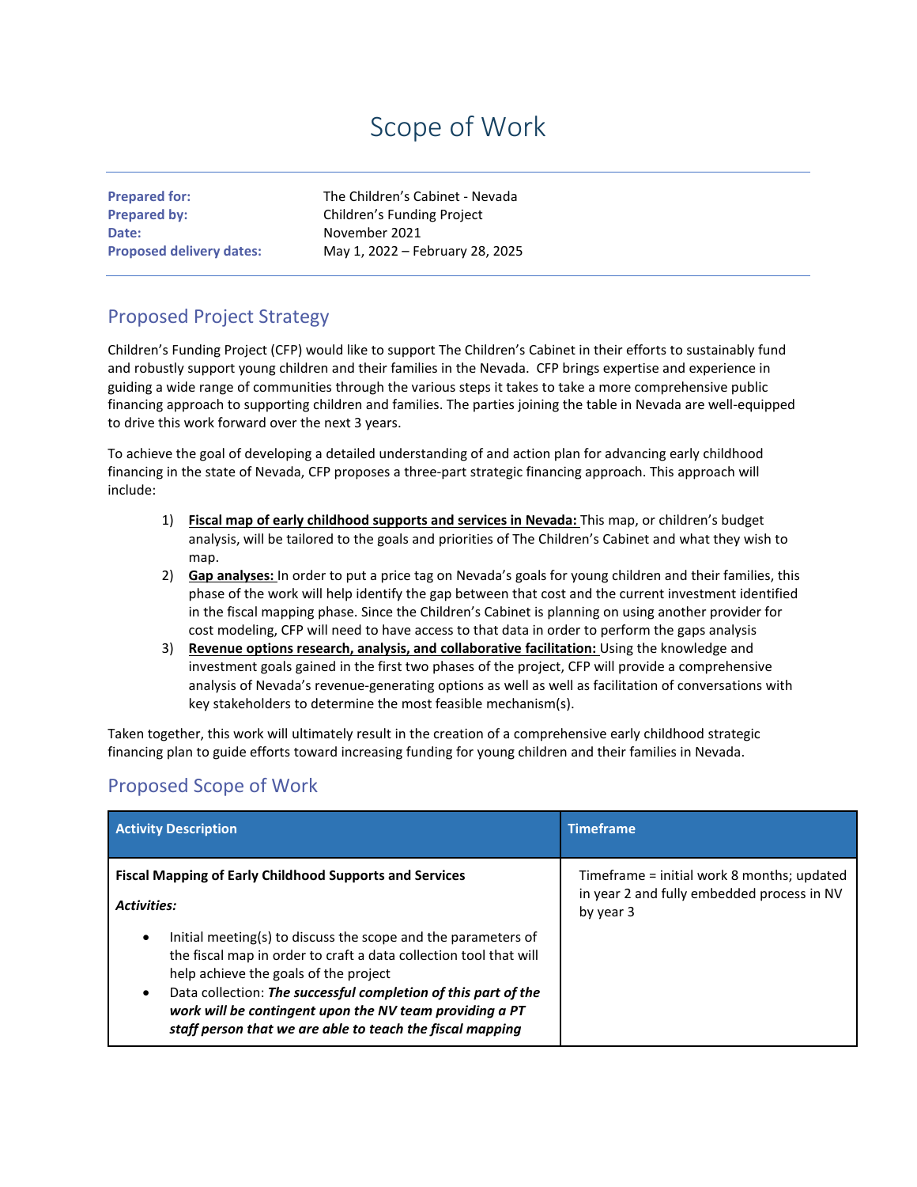# Scope of Work

**Prepared for:** The Children's Cabinet - Nevada
**Prepared by:** Children's Funding Project
**Date:** November 2021
**Proposed delivery dates:** May 1, 2022 – February 28, 2025

## Proposed Project Strategy

Children's Funding Project (CFP) would like to support The Children's Cabinet in their efforts to sustainably fund and robustly support young children and their families in the Nevada. CFP brings expertise and experience in guiding a wide range of communities through the various steps it takes to take a more comprehensive public financing approach to supporting children and families. The parties joining the table in Nevada are well-equipped to drive this work forward over the next 3 years.

To achieve the goal of developing a detailed understanding of and action plan for advancing early childhood financing in the state of Nevada, CFP proposes a three-part strategic financing approach. This approach will include:

1) **Fiscal map of early childhood supports and services in Nevada:** This map, or children's budget analysis, will be tailored to the goals and priorities of The Children's Cabinet and what they wish to map.
2) **Gap analyses:** In order to put a price tag on Nevada's goals for young children and their families, this phase of the work will help identify the gap between that cost and the current investment identified in the fiscal mapping phase. Since the Children's Cabinet is planning on using another provider for cost modeling, CFP will need to have access to that data in order to perform the gaps analysis
3) **Revenue options research, analysis, and collaborative facilitation:** Using the knowledge and investment goals gained in the first two phases of the project, CFP will provide a comprehensive analysis of Nevada's revenue-generating options as well as well as facilitation of conversations with key stakeholders to determine the most feasible mechanism(s).

Taken together, this work will ultimately result in the creation of a comprehensive early childhood strategic financing plan to guide efforts toward increasing funding for young children and their families in Nevada.

## Proposed Scope of Work

| Activity Description | Timeframe |
|---|---|
| **Fiscal Mapping of Early Childhood Supports and Services**<br><br>***Activities:***<br><br>• Initial meeting(s) to discuss the scope and the parameters of the fiscal map in order to craft a data collection tool that will help achieve the goals of the project<br>• Data collection: ***The successful completion of this part of the work will be contingent upon the NV team providing a PT staff person that we are able to teach the fiscal mapping*** | Timeframe = initial work 8 months; updated in year 2 and fully embedded process in NV by year 3 |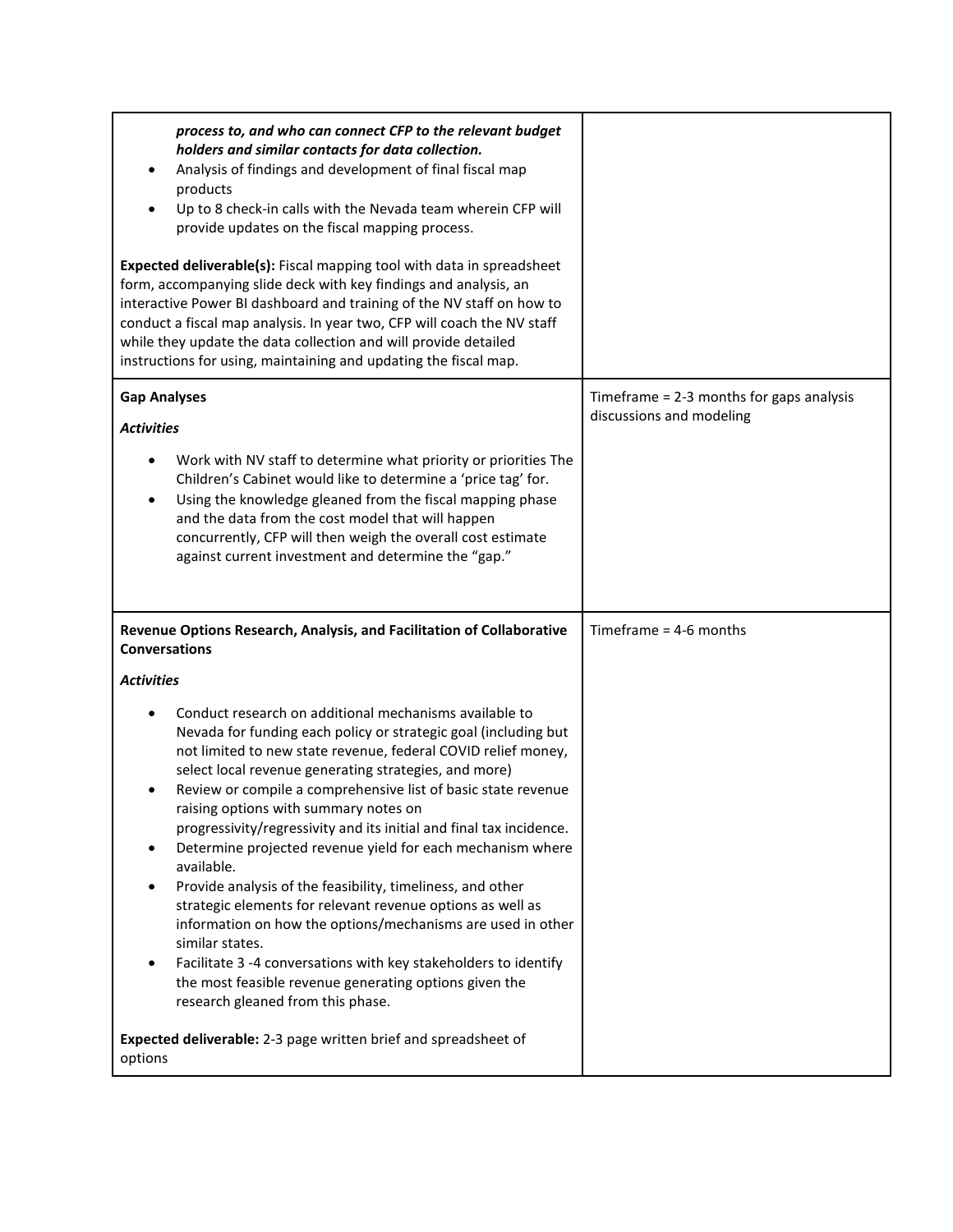| | |
|---|---|
| ***process to, and who can connect CFP to the relevant budget holders and similar contacts for data collection.***<br>• Analysis of findings and development of final fiscal map products<br>• Up to 8 check-in calls with the Nevada team wherein CFP will provide updates on the fiscal mapping process.<br><br>**Expected deliverable(s):** Fiscal mapping tool with data in spreadsheet form, accompanying slide deck with key findings and analysis, an interactive Power BI dashboard and training of the NV staff on how to conduct a fiscal map analysis. In year two, CFP will coach the NV staff while they update the data collection and will provide detailed instructions for using, maintaining and updating the fiscal map. | |
| **Gap Analyses**<br><br>***Activities***<br><br>• Work with NV staff to determine what priority or priorities The Children's Cabinet would like to determine a 'price tag' for.<br>• Using the knowledge gleaned from the fiscal mapping phase and the data from the cost model that will happen concurrently, CFP will then weigh the overall cost estimate against current investment and determine the "gap." | Timeframe = 2-3 months for gaps analysis discussions and modeling |
| **Revenue Options Research, Analysis, and Facilitation of Collaborative Conversations**<br><br>***Activities***<br><br>• Conduct research on additional mechanisms available to Nevada for funding each policy or strategic goal (including but not limited to new state revenue, federal COVID relief money, select local revenue generating strategies, and more)<br>• Review or compile a comprehensive list of basic state revenue raising options with summary notes on progressivity/regressivity and its initial and final tax incidence.<br>• Determine projected revenue yield for each mechanism where available.<br>• Provide analysis of the feasibility, timeliness, and other strategic elements for relevant revenue options as well as information on how the options/mechanisms are used in other similar states.<br>• Facilitate 3 -4 conversations with key stakeholders to identify the most feasible revenue generating options given the research gleaned from this phase.<br><br>**Expected deliverable:** 2-3 page written brief and spreadsheet of options | Timeframe = 4-6 months |